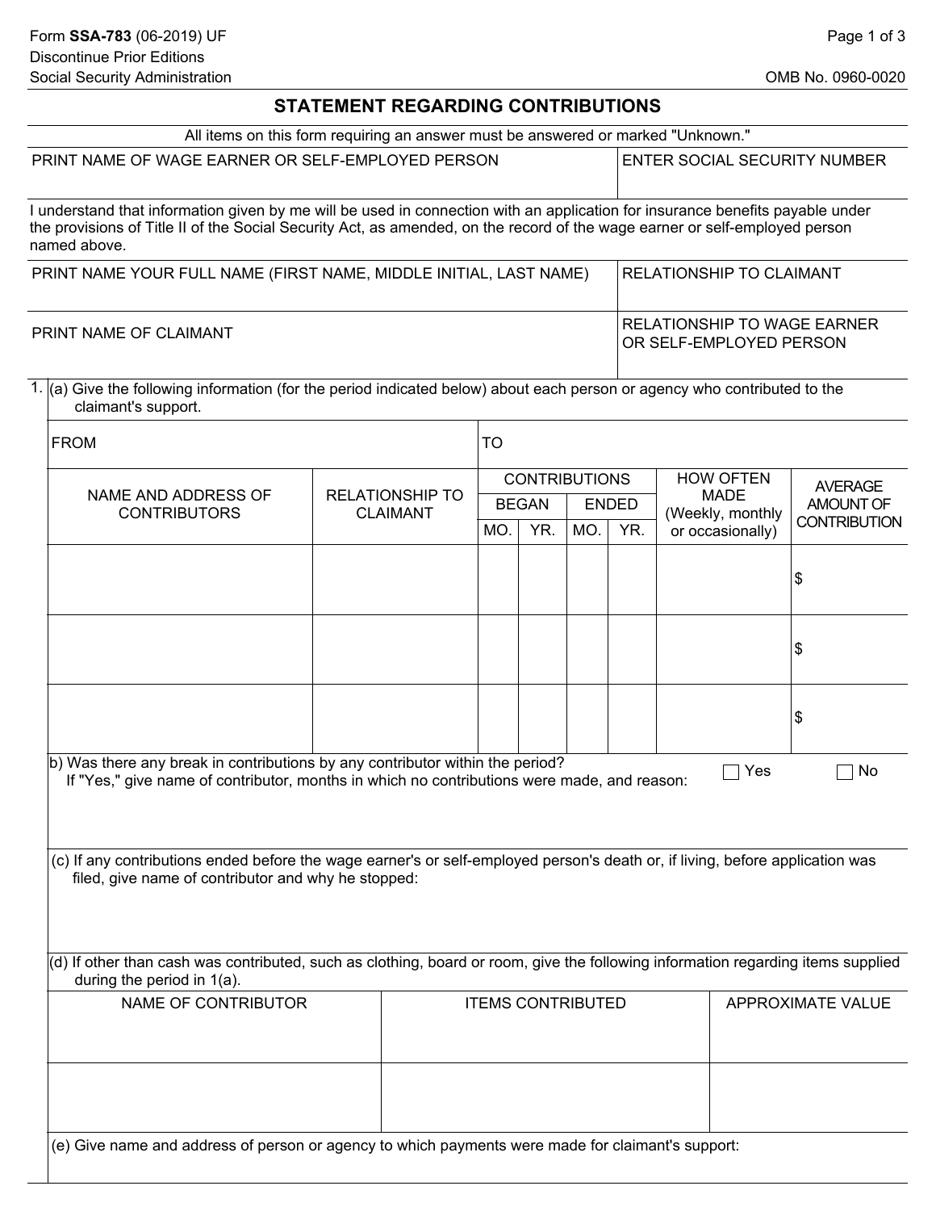Form **SSA-783** (06-2019) UF
Discontinue Prior Editions
Social Security Administration

OMB No. 0960-0020

# STATEMENT REGARDING CONTRIBUTIONS

All items on this form requiring an answer must be answered or marked "Unknown."

| PRINT NAME OF WAGE EARNER OR SELF-EMPLOYED PERSON | ENTER SOCIAL SECURITY NUMBER |
| --- | --- |
| | |

I understand that information given by me will be used in connection with an application for insurance benefits payable under the provisions of Title II of the Social Security Act, as amended, on the record of the wage earner or self-employed person named above.

| PRINT NAME YOUR FULL NAME (FIRST NAME, MIDDLE INITIAL, LAST NAME) | RELATIONSHIP TO CLAIMANT |
| --- | --- |
| | |
| **PRINT NAME OF CLAIMANT** | **RELATIONSHIP TO WAGE EARNER OR SELF-EMPLOYED PERSON** |
| | |

1. (a) Give the following information (for the period indicated below) about each person or agency who contributed to the claimant's support.

FROM                    TO

| NAME AND ADDRESS OF CONTRIBUTORS | RELATIONSHIP TO CLAIMANT | CONTRIBUTIONS BEGAN | | CONTRIBUTIONS ENDED | | HOW OFTEN MADE (Weekly, monthly or occasionally) | AVERAGE AMOUNT OF CONTRIBUTION |
| --- | --- | --- | --- | --- | --- | --- | --- |
| | | MO. | YR. | MO. | YR. | | |
| | | | | | | | $ |
| | | | | | | | $ |
| | | | | | | | $ |

b) Was there any break in contributions by any contributor within the period? ☐ Yes ☐ No
If "Yes," give name of contributor, months in which no contributions were made, and reason:

(c) If any contributions ended before the wage earner's or self-employed person's death or, if living, before application was filed, give name of contributor and why he stopped:

(d) If other than cash was contributed, such as clothing, board or room, give the following information regarding items supplied during the period in 1(a).

| NAME OF CONTRIBUTOR | ITEMS CONTRIBUTED | APPROXIMATE VALUE |
| --- | --- | --- |
| | | |
| | | |

(e) Give name and address of person or agency to which payments were made for claimant's support: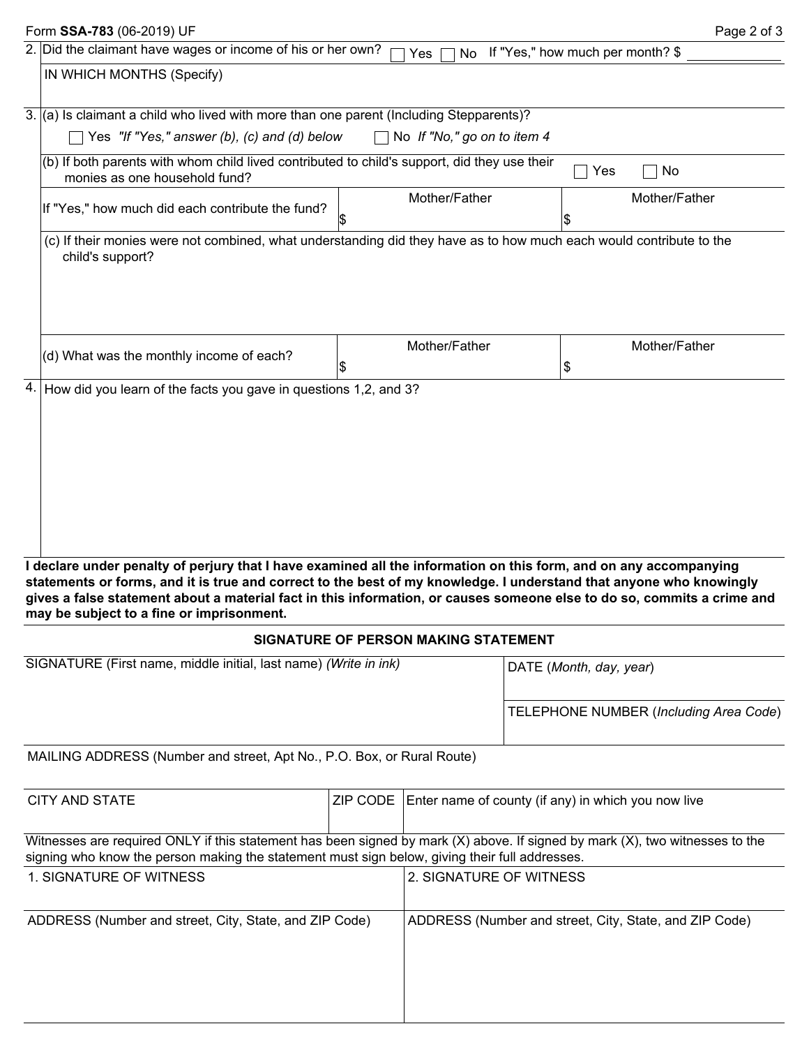Form **SSA-783** (06-2019) UF

2. Did the claimant have wages or income of his or her own? ☐ Yes ☐ No If "Yes," how much per month? $ ________

IN WHICH MONTHS (Specify)

3. (a) Is claimant a child who lived with more than one parent (Including Stepparents)?

☐ Yes *If "Yes," answer (b), (c) and (d) below* ☐ No *If "No," go on to item 4*

(b) If both parents with whom child lived contributed to child's support, did they use their monies as one household fund? ☐ Yes ☐ No

| | Mother/Father | Mother/Father |
|---|---|---|
| If "Yes," how much did each contribute the fund? | $ | $ |

(c) If their monies were not combined, what understanding did they have as to how much each would contribute to the child's support?

| | Mother/Father | Mother/Father |
|---|---|---|
| (d) What was the monthly income of each? | $ | $ |

4. How did you learn of the facts you gave in questions 1,2, and 3?

**I declare under penalty of perjury that I have examined all the information on this form, and on any accompanying statements or forms, and it is true and correct to the best of my knowledge. I understand that anyone who knowingly gives a false statement about a material fact in this information, or causes someone else to do so, commits a crime and may be subject to a fine or imprisonment.**

**SIGNATURE OF PERSON MAKING STATEMENT**

| SIGNATURE (First name, middle initial, last name) *(Write in ink)* | DATE (*Month, day, year*) |
|---|---|
| | TELEPHONE NUMBER (*Including Area Code*) |

MAILING ADDRESS (Number and street, Apt No., P.O. Box, or Rural Route)

| CITY AND STATE | ZIP CODE | Enter name of county (if any) in which you now live |
|---|---|---|
| | | |

Witnesses are required ONLY if this statement has been signed by mark (X) above. If signed by mark (X), two witnesses to the signing who know the person making the statement must sign below, giving their full addresses.

| 1. SIGNATURE OF WITNESS | 2. SIGNATURE OF WITNESS |
|---|---|
| ADDRESS (Number and street, City, State, and ZIP Code) | ADDRESS (Number and street, City, State, and ZIP Code) |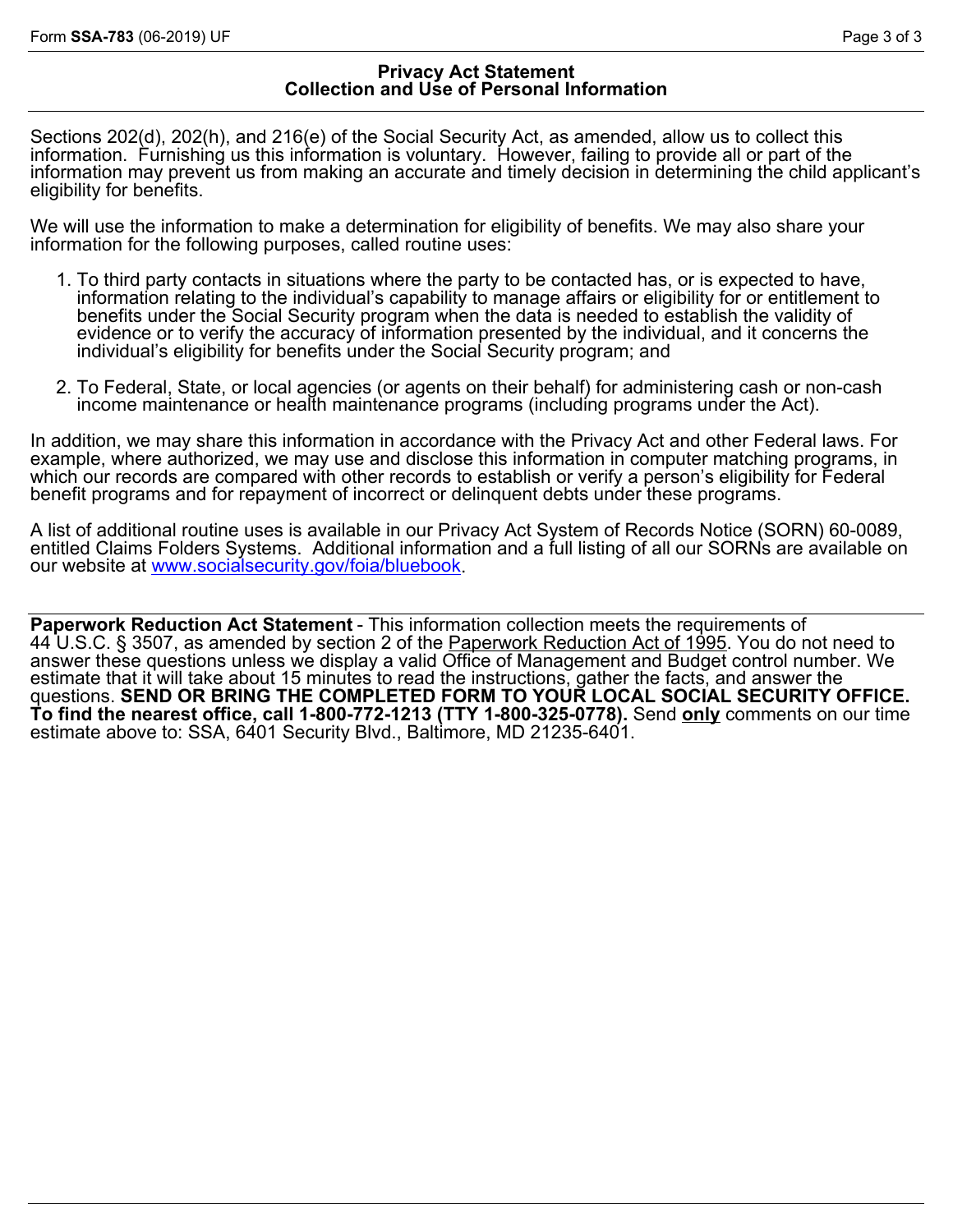## Privacy Act Statement
## Collection and Use of Personal Information

Sections 202(d), 202(h), and 216(e) of the Social Security Act, as amended, allow us to collect this information. Furnishing us this information is voluntary. However, failing to provide all or part of the information may prevent us from making an accurate and timely decision in determining the child applicant's eligibility for benefits.

We will use the information to make a determination for eligibility of benefits. We may also share your information for the following purposes, called routine uses:

1. To third party contacts in situations where the party to be contacted has, or is expected to have, information relating to the individual's capability to manage affairs or eligibility for or entitlement to benefits under the Social Security program when the data is needed to establish the validity of evidence or to verify the accuracy of information presented by the individual, and it concerns the individual's eligibility for benefits under the Social Security program; and

2. To Federal, State, or local agencies (or agents on their behalf) for administering cash or non-cash income maintenance or health maintenance programs (including programs under the Act).

In addition, we may share this information in accordance with the Privacy Act and other Federal laws. For example, where authorized, we may use and disclose this information in computer matching programs, in which our records are compared with other records to establish or verify a person's eligibility for Federal benefit programs and for repayment of incorrect or delinquent debts under these programs.

A list of additional routine uses is available in our Privacy Act System of Records Notice (SORN) 60-0089, entitled Claims Folders Systems. Additional information and a full listing of all our SORNs are available on our website at www.socialsecurity.gov/foia/bluebook.

**Paperwork Reduction Act Statement** - This information collection meets the requirements of 44 U.S.C. § 3507, as amended by section 2 of the Paperwork Reduction Act of 1995. You do not need to answer these questions unless we display a valid Office of Management and Budget control number. We estimate that it will take about 15 minutes to read the instructions, gather the facts, and answer the questions. **SEND OR BRING THE COMPLETED FORM TO YOUR LOCAL SOCIAL SECURITY OFFICE. To find the nearest office, call 1-800-772-1213 (TTY 1-800-325-0778).** Send **only** comments on our time estimate above to: SSA, 6401 Security Blvd., Baltimore, MD 21235-6401.